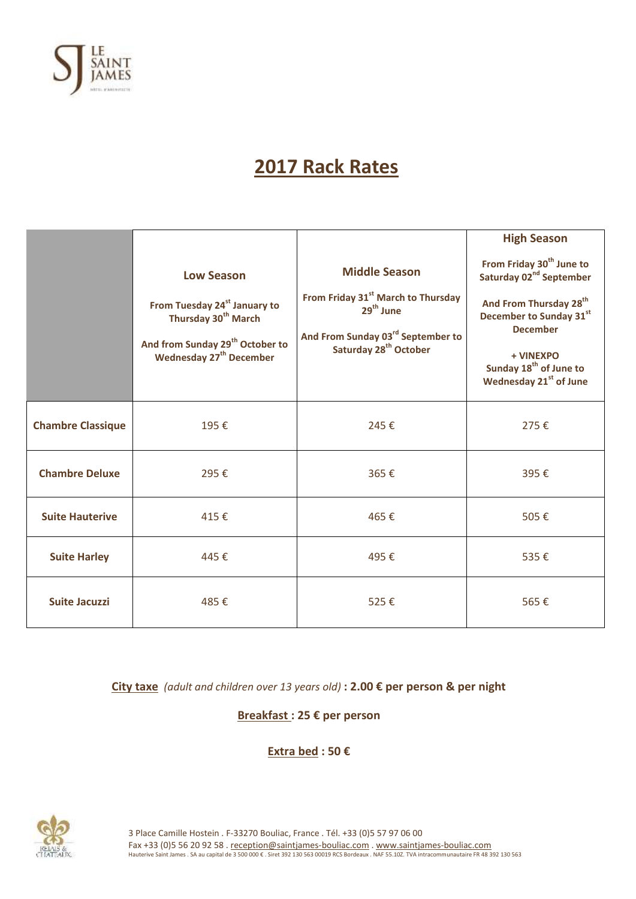# 2017 Rack Rates

| | **Low Season** From Tuesday 24th January to Thursday 30th March And from Sunday 29th October to Wednesday 27th December | **Middle Season** From Friday 31st March to Thursday 29th June And From Sunday 03rd September to Saturday 28th October | **High Season** From Friday 30th June to Saturday 02nd September And From Thursday 28th December to Sunday 31st December + VINEXPO Sunday 18th of June to Wednesday 21st of June |
|---|---|---|---|
| **Chambre Classique** | 195 € | 245 € | 275 € |
| **Chambre Deluxe** | 295 € | 365 € | 395 € |
| **Suite Hauterive** | 415 € | 465 € | 505 € |
| **Suite Harley** | 445 € | 495 € | 535 € |
| **Suite Jacuzzi** | 485 € | 525 € | 565 € |

**City taxe** *(adult and children over 13 years old)* **: 2.00 € per person & per night**

**Breakfast : 25 € per person**

**Extra bed : 50 €**

3 Place Camille Hostein . F-33270 Bouliac, France . Tél. +33 (0)5 57 97 06 00
Fax +33 (0)5 56 20 92 58 . reception@saintjames-bouliac.com . www.saintjames-bouliac.com
Hauterive Saint James . SA au capital de 3 500 000 € . Siret 392 130 563 00019 RCS Bordeaux . NAF 55.10Z. TVA intracommunautaire FR 48 392 130 563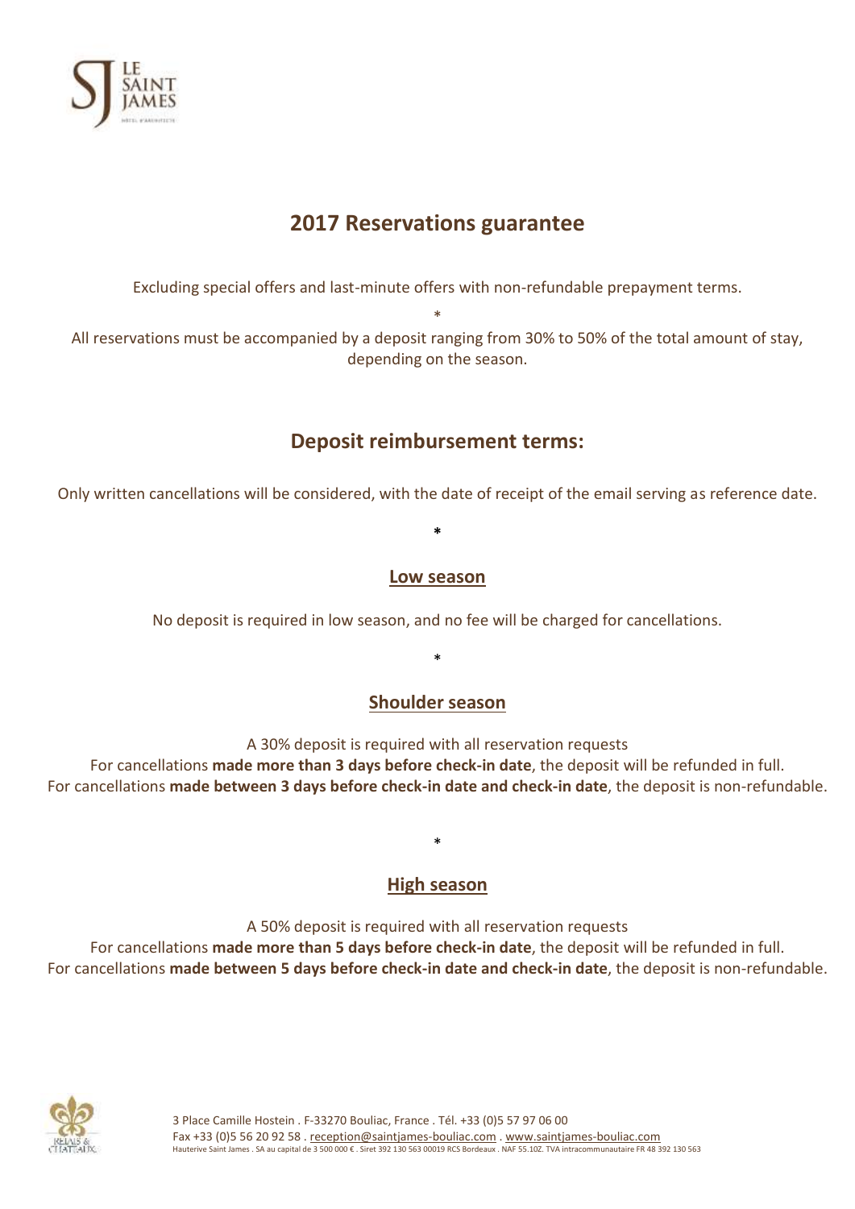# 2017 Reservations guarantee

Excluding special offers and last-minute offers with non-refundable prepayment terms.

*

All reservations must be accompanied by a deposit ranging from 30% to 50% of the total amount of stay, depending on the season.

## Deposit reimbursement terms:

Only written cancellations will be considered, with the date of receipt of the email serving as reference date.

*

### Low season

No deposit is required in low season, and no fee will be charged for cancellations.

*

### Shoulder season

A 30% deposit is required with all reservation requests

For cancellations **made more than 3 days before check-in date**, the deposit will be refunded in full.

For cancellations **made between 3 days before check-in date and check-in date**, the deposit is non-refundable.

*

### High season

A 50% deposit is required with all reservation requests

For cancellations **made more than 5 days before check-in date**, the deposit will be refunded in full.

For cancellations **made between 5 days before check-in date and check-in date**, the deposit is non-refundable.

3 Place Camille Hostein . F-33270 Bouliac, France . Tél. +33 (0)5 57 97 06 00

Fax +33 (0)5 56 20 92 58 . reception@saintjames-bouliac.com . www.saintjames-bouliac.com

Hauterive Saint James . SA au capital de 3 500 000 € . Siret 392 130 563 00019 RCS Bordeaux . NAF 55.10Z. TVA intracommunautaire FR 48 392 130 563